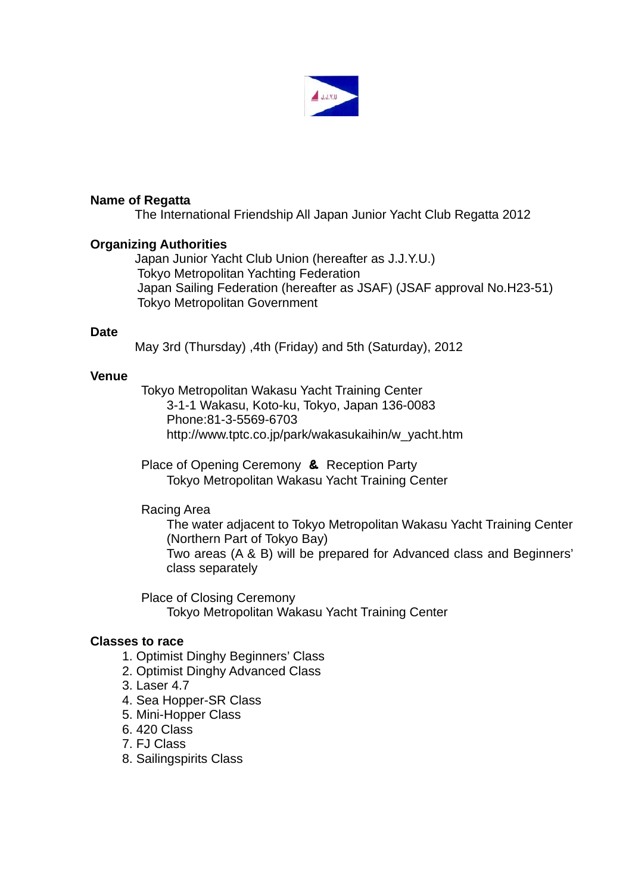**Name of Regatta**

The International Friendship All Japan Junior Yacht Club Regatta 2012

**Organizing Authorities**

Japan Junior Yacht Club Union (hereafter as J.J.Y.U.)
Tokyo Metropolitan Yachting Federation
Japan Sailing Federation (hereafter as JSAF) (JSAF approval No.H23-51)
Tokyo Metropolitan Government

**Date**

May 3rd (Thursday) ,4th (Friday) and 5th (Saturday), 2012

**Venue**

Tokyo Metropolitan Wakasu Yacht Training Center
3-1-1 Wakasu, Koto-ku, Tokyo, Japan 136-0083
Phone:81-3-5569-6703
http://www.tptc.co.jp/park/wakasukaihin/w_yacht.htm

Place of Opening Ceremony & Reception Party
Tokyo Metropolitan Wakasu Yacht Training Center

Racing Area
The water adjacent to Tokyo Metropolitan Wakasu Yacht Training Center (Northern Part of Tokyo Bay)
Two areas (A & B) will be prepared for Advanced class and Beginners' class separately

Place of Closing Ceremony
Tokyo Metropolitan Wakasu Yacht Training Center

**Classes to race**

1. Optimist Dinghy Beginners' Class
2. Optimist Dinghy Advanced Class
3. Laser 4.7
4. Sea Hopper-SR Class
5. Mini-Hopper Class
6. 420 Class
7. FJ Class
8. Sailingspirits Class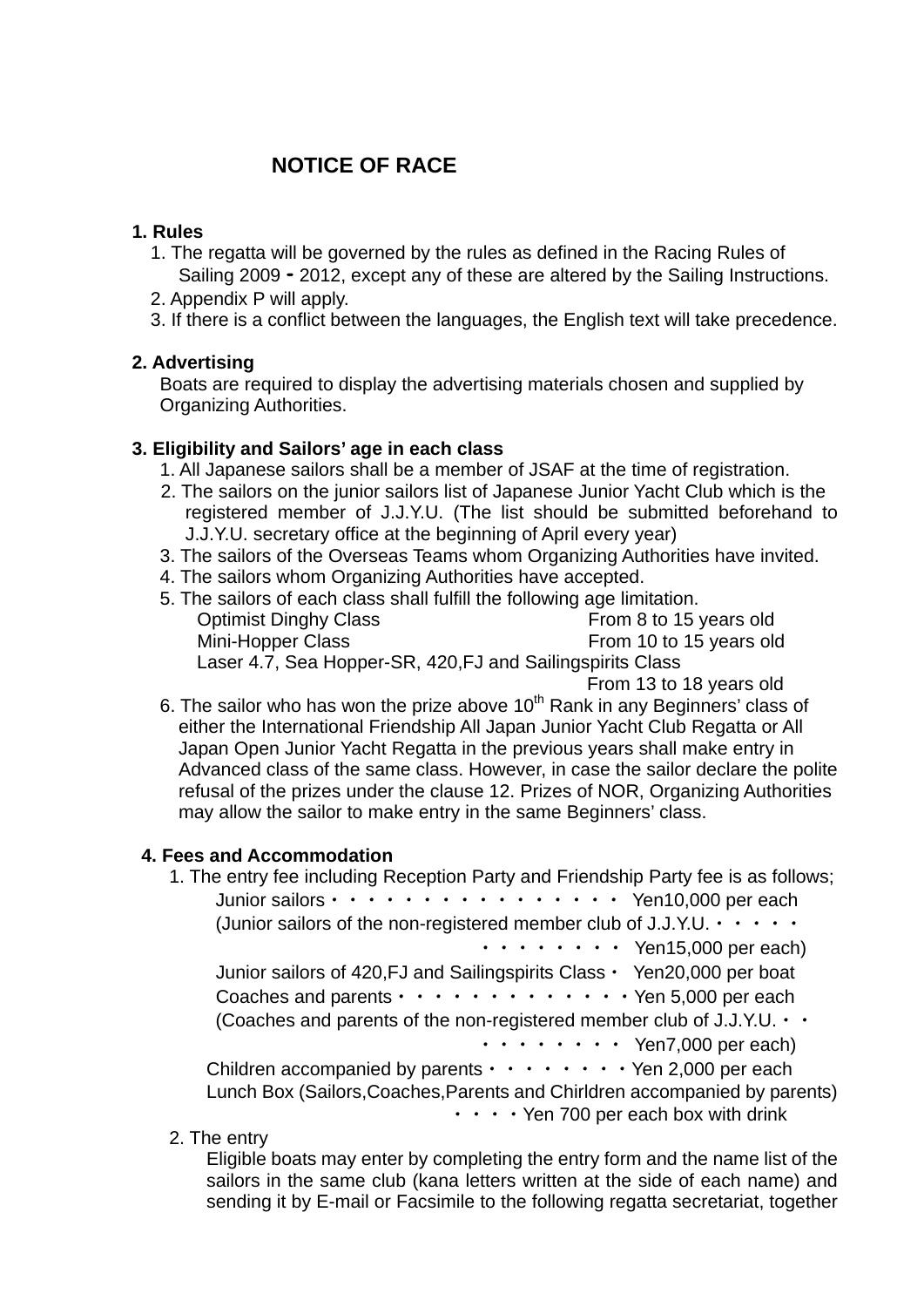# NOTICE OF RACE

**1. Rules**

1. The regatta will be governed by the rules as defined in the Racing Rules of Sailing 2009 - 2012, except any of these are altered by the Sailing Instructions.
2. Appendix P will apply.
3. If there is a conflict between the languages, the English text will take precedence.

**2. Advertising**

Boats are required to display the advertising materials chosen and supplied by Organizing Authorities.

**3. Eligibility and Sailors' age in each class**

1. All Japanese sailors shall be a member of JSAF at the time of registration.
2. The sailors on the junior sailors list of Japanese Junior Yacht Club which is the registered member of J.J.Y.U. (The list should be submitted beforehand to J.J.Y.U. secretary office at the beginning of April every year)
3. The sailors of the Overseas Teams whom Organizing Authorities have invited.
4. The sailors whom Organizing Authorities have accepted.
5. The sailors of each class shall fulfill the following age limitation.
   - Optimist Dinghy Class　　From 8 to 15 years old
   - Mini-Hopper Class　　From 10 to 15 years old
   - Laser 4.7, Sea Hopper-SR, 420,FJ and Sailingspirits Class　　From 13 to 18 years old
6. The sailor who has won the prize above 10th Rank in any Beginners' class of either the International Friendship All Japan Junior Yacht Club Regatta or All Japan Open Junior Yacht Regatta in the previous years shall make entry in Advanced class of the same class. However, in case the sailor declare the polite refusal of the prizes under the clause 12. Prizes of NOR, Organizing Authorities may allow the sailor to make entry in the same Beginners' class.

**4. Fees and Accommodation**

1. The entry fee including Reception Party and Friendship Party fee is as follows;
   - Junior sailors・・・・・・・・・・・・・・・・ Yen10,000 per each
   - (Junior sailors of the non-registered member club of J.J.Y.U.・・・・・・・・・・・・・・ Yen15,000 per each)
   - Junior sailors of 420,FJ and Sailingspirits Class・ Yen20,000 per boat
   - Coaches and parents・・・・・・・・・・・・・・Yen 5,000 per each
   - (Coaches and parents of the non-registered member club of J.J.Y.U.・・・・・・・・・・ Yen7,000 per each)
   - Children accompanied by parents・・・・・・・・Yen 2,000 per each
   - Lunch Box (Sailors,Coaches,Parents and Chirldren accompanied by parents)・・・・Yen 700 per each box with drink
2. The entry

   Eligible boats may enter by completing the entry form and the name list of the sailors in the same club (kana letters written at the side of each name) and sending it by E-mail or Facsimile to the following regatta secretariat, together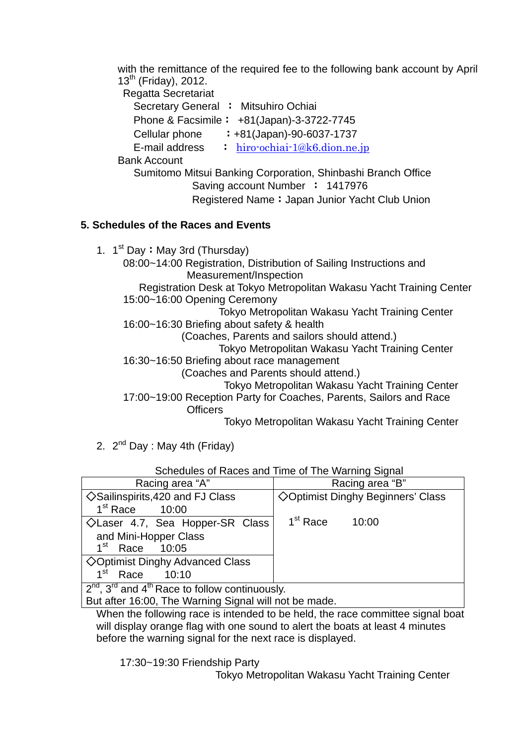with the remittance of the required fee to the following bank account by April 13th (Friday), 2012.

Regatta Secretariat

Secretary General ： Mitsuhiro Ochiai

Phone & Facsimile： +81(Japan)-3-3722-7745

Cellular phone ：+81(Japan)-90-6037-1737

E-mail address ： hiro-ochiai-1@k6.dion.ne.jp

Bank Account

Sumitomo Mitsui Banking Corporation, Shinbashi Branch Office

Saving account Number ： 1417976

Registered Name：Japan Junior Yacht Club Union

## 5. Schedules of the Races and Events

1. 1st Day：May 3rd (Thursday)

   08:00~14:00 Registration, Distribution of Sailing Instructions and Measurement/Inspection

   Registration Desk at Tokyo Metropolitan Wakasu Yacht Training Center

   15:00~16:00 Opening Ceremony

   Tokyo Metropolitan Wakasu Yacht Training Center

   16:00~16:30 Briefing about safety & health

   (Coaches, Parents and sailors should attend.)

   Tokyo Metropolitan Wakasu Yacht Training Center

   16:30~16:50 Briefing about race management

   (Coaches and Parents should attend.)

   Tokyo Metropolitan Wakasu Yacht Training Center

   17:00~19:00 Reception Party for Coaches, Parents, Sailors and Race Officers

   Tokyo Metropolitan Wakasu Yacht Training Center

2. 2nd Day : May 4th (Friday)

Schedules of Races and Time of The Warning Signal

| Racing area "A" | Racing area "B" |
|---|---|
| ◇Sailinspirits,420 and FJ Class<br>1st Race 10:00 | ◇Optimist Dinghy Beginners' Class<br><br>1st Race 10:00 |
| ◇Laser 4.7, Sea Hopper-SR Class and Mini-Hopper Class<br>1st Race 10:05 | |
| ◇Optimist Dinghy Advanced Class<br>1st Race 10:10 | |
| 2nd, 3rd and 4th Race to follow continuously.<br>But after 16:00, The Warning Signal will not be made. | |

When the following race is intended to be held, the race committee signal boat will display orange flag with one sound to alert the boats at least 4 minutes before the warning signal for the next race is displayed.

17:30~19:30 Friendship Party

Tokyo Metropolitan Wakasu Yacht Training Center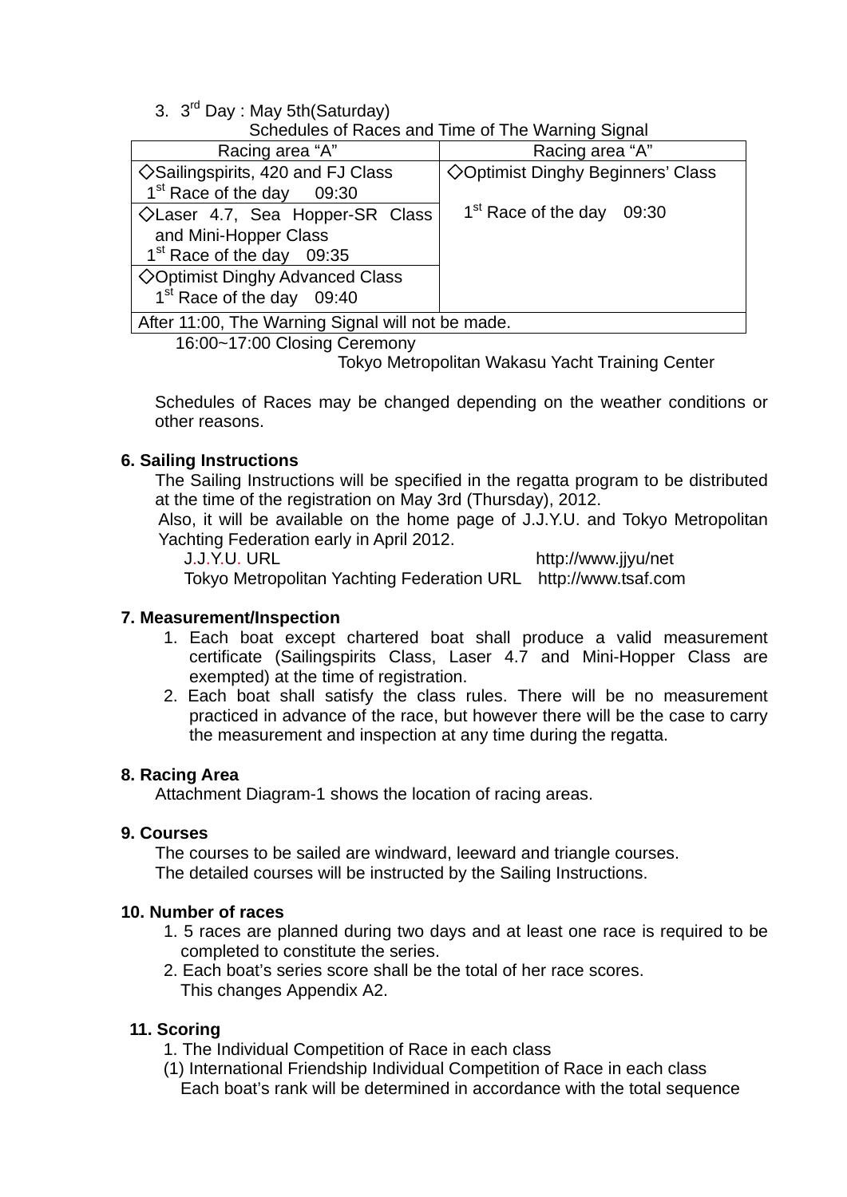3. 3rd Day : May 5th(Saturday)

Schedules of Races and Time of The Warning Signal

| Racing area “A” | Racing area “A” |
|---|---|
| ◇Sailingspirits, 420 and FJ Class<br>1st Race of the day 09:30 | ◇Optimist Dinghy Beginners’ Class<br><br>1st Race of the day 09:30 |
| ◇Laser 4.7, Sea Hopper-SR Class and Mini-Hopper Class<br>1st Race of the day 09:35 | |
| ◇Optimist Dinghy Advanced Class<br>1st Race of the day 09:40 | |
| After 11:00, The Warning Signal will not be made. | |

16:00~17:00 Closing Ceremony

Tokyo Metropolitan Wakasu Yacht Training Center

Schedules of Races may be changed depending on the weather conditions or other reasons.

**6. Sailing Instructions**

The Sailing Instructions will be specified in the regatta program to be distributed at the time of the registration on May 3rd (Thursday), 2012.

Also, it will be available on the home page of J.J.Y.U. and Tokyo Metropolitan Yachting Federation early in April 2012.

J.J.Y.U. URL http://www.jjyu/net

Tokyo Metropolitan Yachting Federation URL http://www.tsaf.com

**7. Measurement/Inspection**

1. Each boat except chartered boat shall produce a valid measurement certificate (Sailingspirits Class, Laser 4.7 and Mini-Hopper Class are exempted) at the time of registration.
2. Each boat shall satisfy the class rules. There will be no measurement practiced in advance of the race, but however there will be the case to carry the measurement and inspection at any time during the regatta.

**8. Racing Area**

Attachment Diagram-1 shows the location of racing areas.

**9. Courses**

The courses to be sailed are windward, leeward and triangle courses.
The detailed courses will be instructed by the Sailing Instructions.

**10. Number of races**

1. 5 races are planned during two days and at least one race is required to be completed to constitute the series.
2. Each boat’s series score shall be the total of her race scores.
   This changes Appendix A2.

**11. Scoring**

1. The Individual Competition of Race in each class

(1) International Friendship Individual Competition of Race in each class
Each boat’s rank will be determined in accordance with the total sequence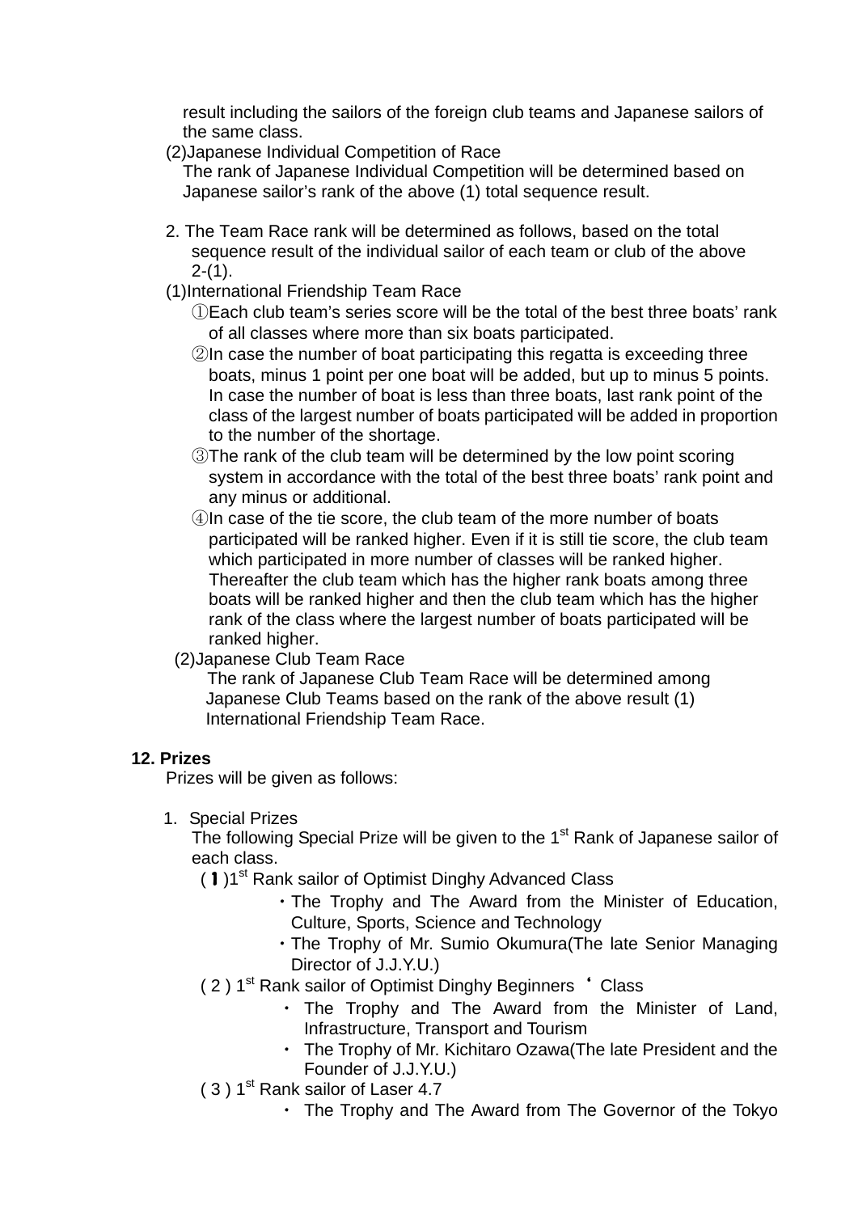result including the sailors of the foreign club teams and Japanese sailors of the same class.

(2)Japanese Individual Competition of Race

The rank of Japanese Individual Competition will be determined based on Japanese sailor's rank of the above (1) total sequence result.

2. The Team Race rank will be determined as follows, based on the total sequence result of the individual sailor of each team or club of the above 2-(1).

(1)International Friendship Team Race

①Each club team's series score will be the total of the best three boats' rank of all classes where more than six boats participated.

②In case the number of boat participating this regatta is exceeding three boats, minus 1 point per one boat will be added, but up to minus 5 points. In case the number of boat is less than three boats, last rank point of the class of the largest number of boats participated will be added in proportion to the number of the shortage.

③The rank of the club team will be determined by the low point scoring system in accordance with the total of the best three boats' rank point and any minus or additional.

④In case of the tie score, the club team of the more number of boats participated will be ranked higher. Even if it is still tie score, the club team which participated in more number of classes will be ranked higher. Thereafter the club team which has the higher rank boats among three boats will be ranked higher and then the club team which has the higher rank of the class where the largest number of boats participated will be ranked higher.

(2)Japanese Club Team Race

The rank of Japanese Club Team Race will be determined among Japanese Club Teams based on the rank of the above result (1) International Friendship Team Race.

**12. Prizes**

Prizes will be given as follows:

1. Special Prizes

The following Special Prize will be given to the 1st Rank of Japanese sailor of each class.

(１)1st Rank sailor of Optimist Dinghy Advanced Class

- The Trophy and The Award from the Minister of Education, Culture, Sports, Science and Technology
- The Trophy of Mr. Sumio Okumura(The late Senior Managing Director of J.J.Y.U.)

( 2 ) 1st Rank sailor of Optimist Dinghy Beginners ' Class

- The Trophy and The Award from the Minister of Land, Infrastructure, Transport and Tourism
- The Trophy of Mr. Kichitaro Ozawa(The late President and the Founder of J.J.Y.U.)

( 3 ) 1st Rank sailor of Laser 4.7

- The Trophy and The Award from The Governor of the Tokyo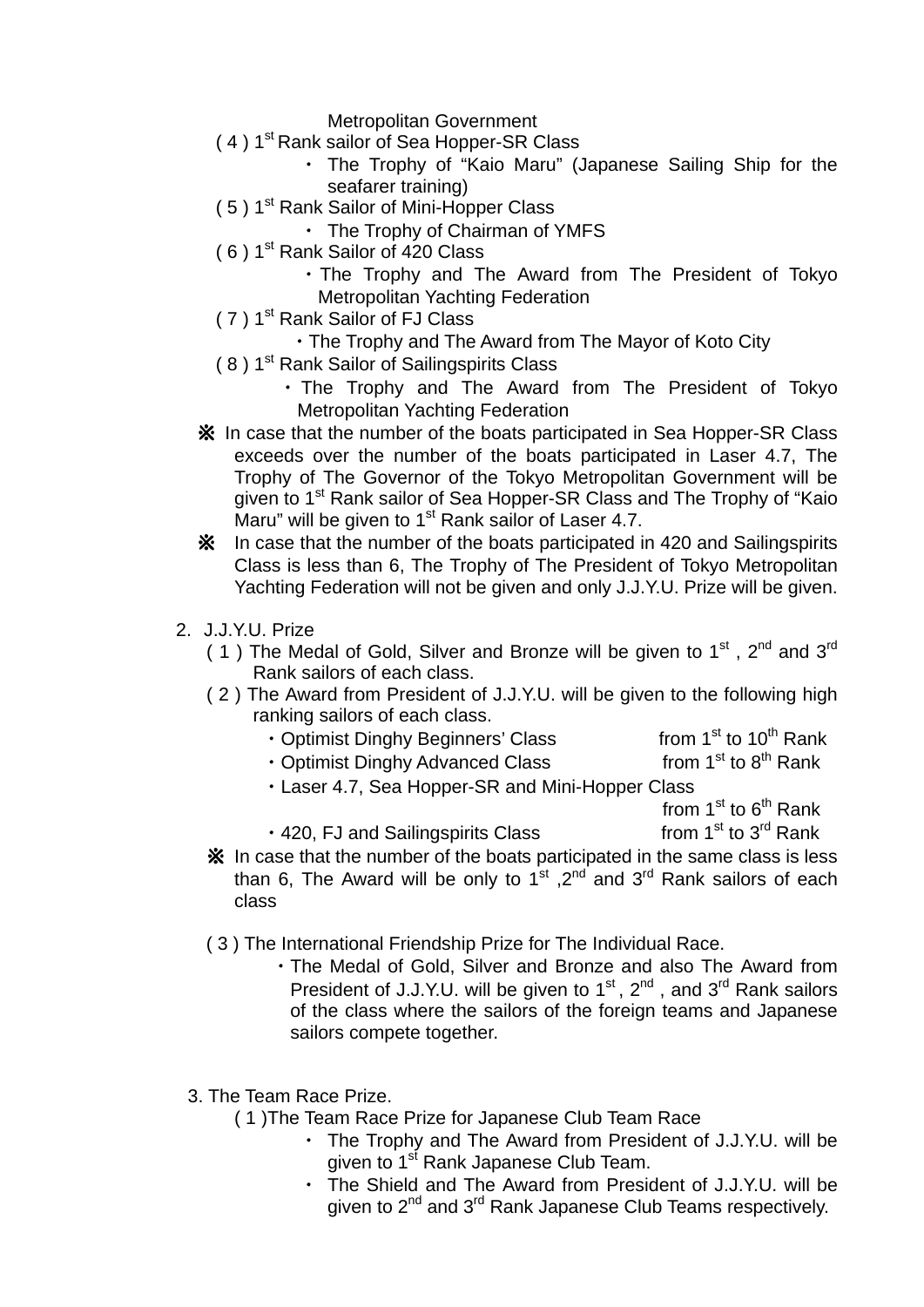Metropolitan Government

( 4 ) 1st Rank sailor of Sea Hopper-SR Class

- The Trophy of “Kaio Maru” (Japanese Sailing Ship for the seafarer training)

( 5 ) 1st Rank Sailor of Mini-Hopper Class

- The Trophy of Chairman of YMFS

( 6 ) 1st Rank Sailor of 420 Class

- The Trophy and The Award from The President of Tokyo Metropolitan Yachting Federation

( 7 ) 1st Rank Sailor of FJ Class

- The Trophy and The Award from The Mayor of Koto City

( 8 ) 1st Rank Sailor of Sailingspirits Class

- The Trophy and The Award from The President of Tokyo Metropolitan Yachting Federation

※ In case that the number of the boats participated in Sea Hopper-SR Class exceeds over the number of the boats participated in Laser 4.7, The Trophy of The Governor of the Tokyo Metropolitan Government will be given to 1st Rank sailor of Sea Hopper-SR Class and The Trophy of “Kaio Maru” will be given to 1st Rank sailor of Laser 4.7.

※ In case that the number of the boats participated in 420 and Sailingspirits Class is less than 6, The Trophy of The President of Tokyo Metropolitan Yachting Federation will not be given and only J.J.Y.U. Prize will be given.

2. J.J.Y.U. Prize

( 1 ) The Medal of Gold, Silver and Bronze will be given to 1st , 2nd and 3rd Rank sailors of each class.

( 2 ) The Award from President of J.J.Y.U. will be given to the following high ranking sailors of each class.

- Optimist Dinghy Beginners’ Class from 1st to 10th Rank
- Optimist Dinghy Advanced Class from 1st to 8th Rank
- Laser 4.7, Sea Hopper-SR and Mini-Hopper Class from 1st to 6th Rank
- 420, FJ and Sailingspirits Class from 1st to 3rd Rank

※ In case that the number of the boats participated in the same class is less than 6, The Award will be only to 1st ,2nd and 3rd Rank sailors of each class

( 3 ) The International Friendship Prize for The Individual Race.

- The Medal of Gold, Silver and Bronze and also The Award from President of J.J.Y.U. will be given to 1st , 2nd , and 3rd Rank sailors of the class where the sailors of the foreign teams and Japanese sailors compete together.

3. The Team Race Prize.

( 1 )The Team Race Prize for Japanese Club Team Race

- The Trophy and The Award from President of J.J.Y.U. will be given to 1st Rank Japanese Club Team.
- The Shield and The Award from President of J.J.Y.U. will be given to 2nd and 3rd Rank Japanese Club Teams respectively.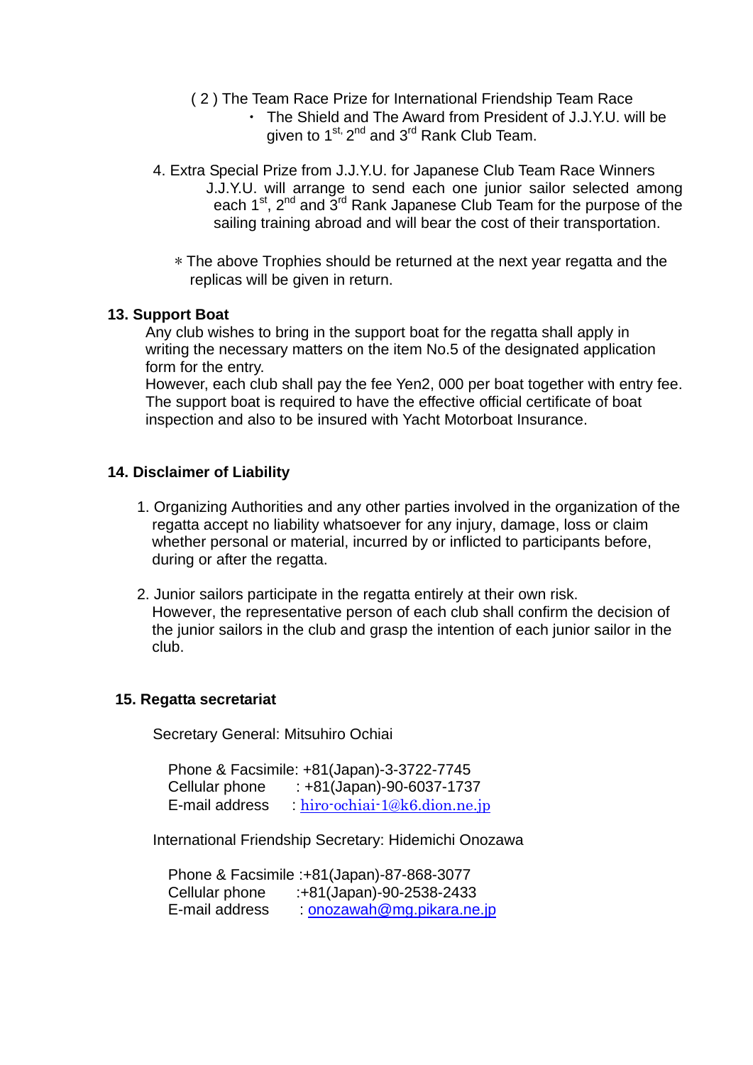( 2 ) The Team Race Prize for International Friendship Team Race

- The Shield and The Award from President of J.J.Y.U. will be given to 1st, 2nd and 3rd Rank Club Team.

4. Extra Special Prize from J.J.Y.U. for Japanese Club Team Race Winners

J.J.Y.U. will arrange to send each one junior sailor selected among each 1st, 2nd and 3rd Rank Japanese Club Team for the purpose of the sailing training abroad and will bear the cost of their transportation.

＊The above Trophies should be returned at the next year regatta and the replicas will be given in return.

## 13. Support Boat

Any club wishes to bring in the support boat for the regatta shall apply in writing the necessary matters on the item No.5 of the designated application form for the entry.

However, each club shall pay the fee Yen2, 000 per boat together with entry fee.

The support boat is required to have the effective official certificate of boat inspection and also to be insured with Yacht Motorboat Insurance.

## 14. Disclaimer of Liability

1. Organizing Authorities and any other parties involved in the organization of the regatta accept no liability whatsoever for any injury, damage, loss or claim whether personal or material, incurred by or inflicted to participants before, during or after the regatta.

2. Junior sailors participate in the regatta entirely at their own risk.
   However, the representative person of each club shall confirm the decision of the junior sailors in the club and grasp the intention of each junior sailor in the club.

## 15. Regatta secretariat

Secretary General: Mitsuhiro Ochiai

Phone & Facsimile: +81(Japan)-3-3722-7745
Cellular phone : +81(Japan)-90-6037-1737
E-mail address : hiro-ochiai-1@k6.dion.ne.jp

International Friendship Secretary: Hidemichi Onozawa

Phone & Facsimile :+81(Japan)-87-868-3077
Cellular phone :+81(Japan)-90-2538-2433
E-mail address : onozawah@mg.pikara.ne.jp